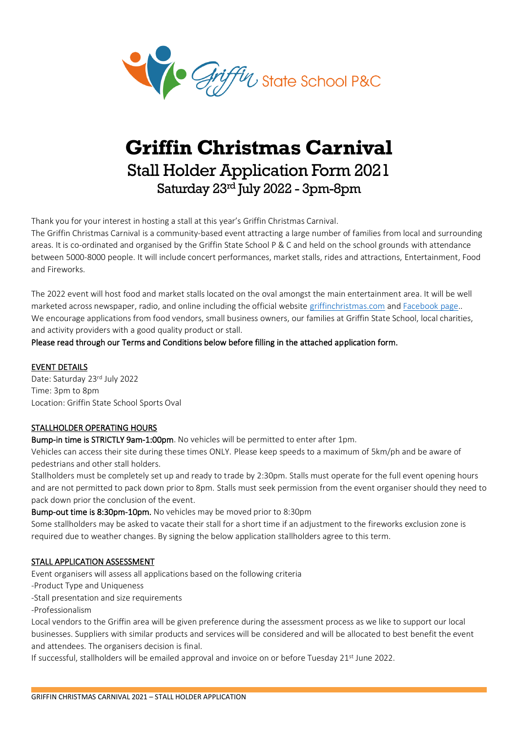Griffin State School P&C

# Griffin Christmas Carnival

## Stall Holder Application Form 2021

### Saturday 23rd July 2022 - 3pm-8pm

Thank you for your interest in hosting a stall at this year's Griffin Christmas Carnival.
The Griffin Christmas Carnival is a community-based event attracting a large number of families from local and surrounding areas. It is co-ordinated and organised by the Griffin State School P & C and held on the school grounds with attendance between 5000-8000 people. It will include concert performances, market stalls, rides and attractions, Entertainment, Food and Fireworks.

The 2022 event will host food and market stalls located on the oval amongst the main entertainment area. It will be well marketed across newspaper, radio, and online including the official website griffinchristmas.com and Facebook page..
We encourage applications from food vendors, small business owners, our families at Griffin State School, local charities, and activity providers with a good quality product or stall.

**Please read through our Terms and Conditions below before filling in the attached application form.**

**EVENT DETAILS**

Date: Saturday 23rd July 2022
Time: 3pm to 8pm
Location: Griffin State School Sports Oval

**STALLHOLDER OPERATING HOURS**

**Bump-in time is STRICTLY 9am-1:00pm**. No vehicles will be permitted to enter after 1pm.
Vehicles can access their site during these times ONLY. Please keep speeds to a maximum of 5km/ph and be aware of pedestrians and other stall holders.
Stallholders must be completely set up and ready to trade by 2:30pm. Stalls must operate for the full event opening hours and are not permitted to pack down prior to 8pm. Stalls must seek permission from the event organiser should they need to pack down prior the conclusion of the event.
**Bump-out time is 8:30pm-10pm.** No vehicles may be moved prior to 8:30pm
Some stallholders may be asked to vacate their stall for a short time if an adjustment to the fireworks exclusion zone is required due to weather changes. By signing the below application stallholders agree to this term.

**STALL APPLICATION ASSESSMENT**

Event organisers will assess all applications based on the following criteria
-Product Type and Uniqueness
-Stall presentation and size requirements
-Professionalism
Local vendors to the Griffin area will be given preference during the assessment process as we like to support our local businesses. Suppliers with similar products and services will be considered and will be allocated to best benefit the event and attendees. The organisers decision is final.
If successful, stallholders will be emailed approval and invoice on or before Tuesday 21st June 2022.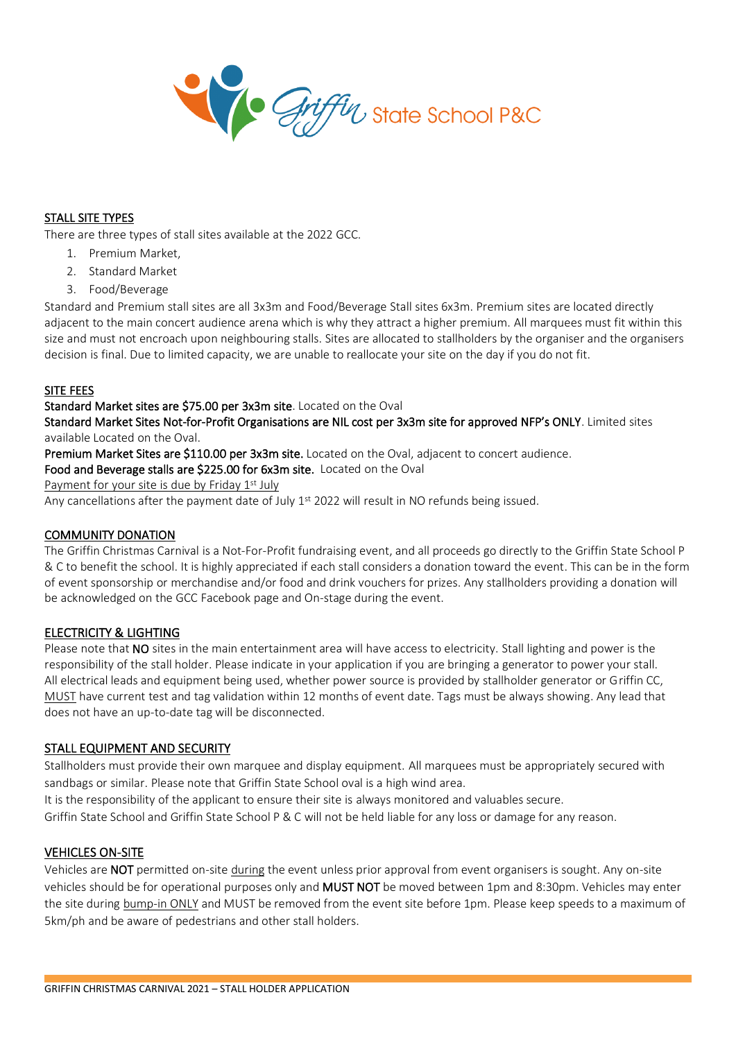## STALL SITE TYPES

There are three types of stall sites available at the 2022 GCC.

1. Premium Market,
2. Standard Market
3. Food/Beverage

Standard and Premium stall sites are all 3x3m and Food/Beverage Stall sites 6x3m. Premium sites are located directly adjacent to the main concert audience arena which is why they attract a higher premium. All marquees must fit within this size and must not encroach upon neighbouring stalls. Sites are allocated to stallholders by the organiser and the organisers decision is final. Due to limited capacity, we are unable to reallocate your site on the day if you do not fit.

## SITE FEES

**Standard Market sites are $75.00 per 3x3m site**. Located on the Oval

**Standard Market Sites Not-for-Profit Organisations are NIL cost per 3x3m site for approved NFP's ONLY**. Limited sites available Located on the Oval.

**Premium Market Sites are $110.00 per 3x3m site.** Located on the Oval, adjacent to concert audience.

**Food and Beverage stalls are $225.00 for 6x3m site.** Located on the Oval

Payment for your site is due by Friday 1st July

Any cancellations after the payment date of July 1st 2022 will result in NO refunds being issued.

## COMMUNITY DONATION

The Griffin Christmas Carnival is a Not-For-Profit fundraising event, and all proceeds go directly to the Griffin State School P & C to benefit the school. It is highly appreciated if each stall considers a donation toward the event. This can be in the form of event sponsorship or merchandise and/or food and drink vouchers for prizes. Any stallholders providing a donation will be acknowledged on the GCC Facebook page and On-stage during the event.

## ELECTRICITY & LIGHTING

Please note that **NO** sites in the main entertainment area will have access to electricity. Stall lighting and power is the responsibility of the stall holder. Please indicate in your application if you are bringing a generator to power your stall. All electrical leads and equipment being used, whether power source is provided by stallholder generator or Griffin CC, MUST have current test and tag validation within 12 months of event date. Tags must be always showing. Any lead that does not have an up-to-date tag will be disconnected.

## STALL EQUIPMENT AND SECURITY

Stallholders must provide their own marquee and display equipment. All marquees must be appropriately secured with sandbags or similar. Please note that Griffin State School oval is a high wind area.

It is the responsibility of the applicant to ensure their site is always monitored and valuables secure.

Griffin State School and Griffin State School P & C will not be held liable for any loss or damage for any reason.

## VEHICLES ON-SITE

Vehicles are **NOT** permitted on-site during the event unless prior approval from event organisers is sought. Any on-site vehicles should be for operational purposes only and **MUST NOT** be moved between 1pm and 8:30pm. Vehicles may enter the site during bump-in ONLY and MUST be removed from the event site before 1pm. Please keep speeds to a maximum of 5km/ph and be aware of pedestrians and other stall holders.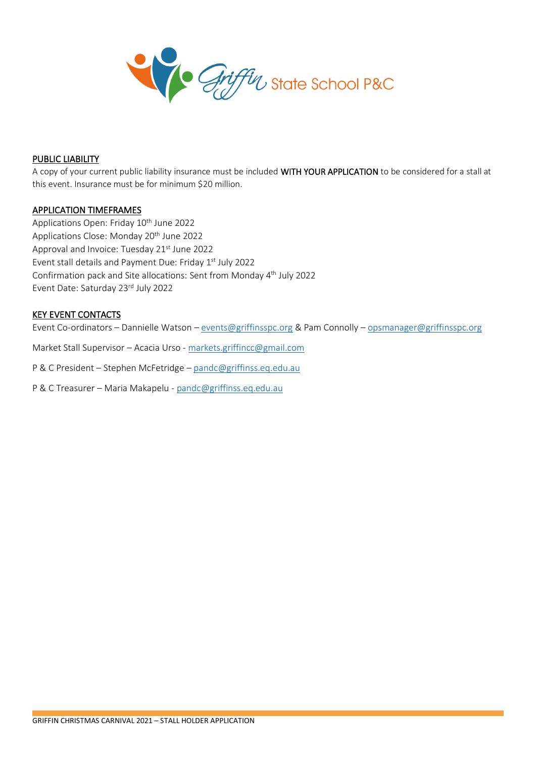## PUBLIC LIABILITY

A copy of your current public liability insurance must be included **WITH YOUR APPLICATION** to be considered for a stall at this event. Insurance must be for minimum $20 million.

## APPLICATION TIMEFRAMES

Applications Open: Friday 10th June 2022
Applications Close: Monday 20th June 2022
Approval and Invoice: Tuesday 21st June 2022
Event stall details and Payment Due: Friday 1st July 2022
Confirmation pack and Site allocations: Sent from Monday 4th July 2022
Event Date: Saturday 23rd July 2022

## KEY EVENT CONTACTS

Event Co-ordinators – Dannielle Watson – events@griffinsspc.org & Pam Connolly – opsmanager@griffinsspc.org

Market Stall Supervisor – Acacia Urso - markets.griffincc@gmail.com

P & C President – Stephen McFetridge – pandc@griffinss.eq.edu.au

P & C Treasurer – Maria Makapelu - pandc@griffinss.eq.edu.au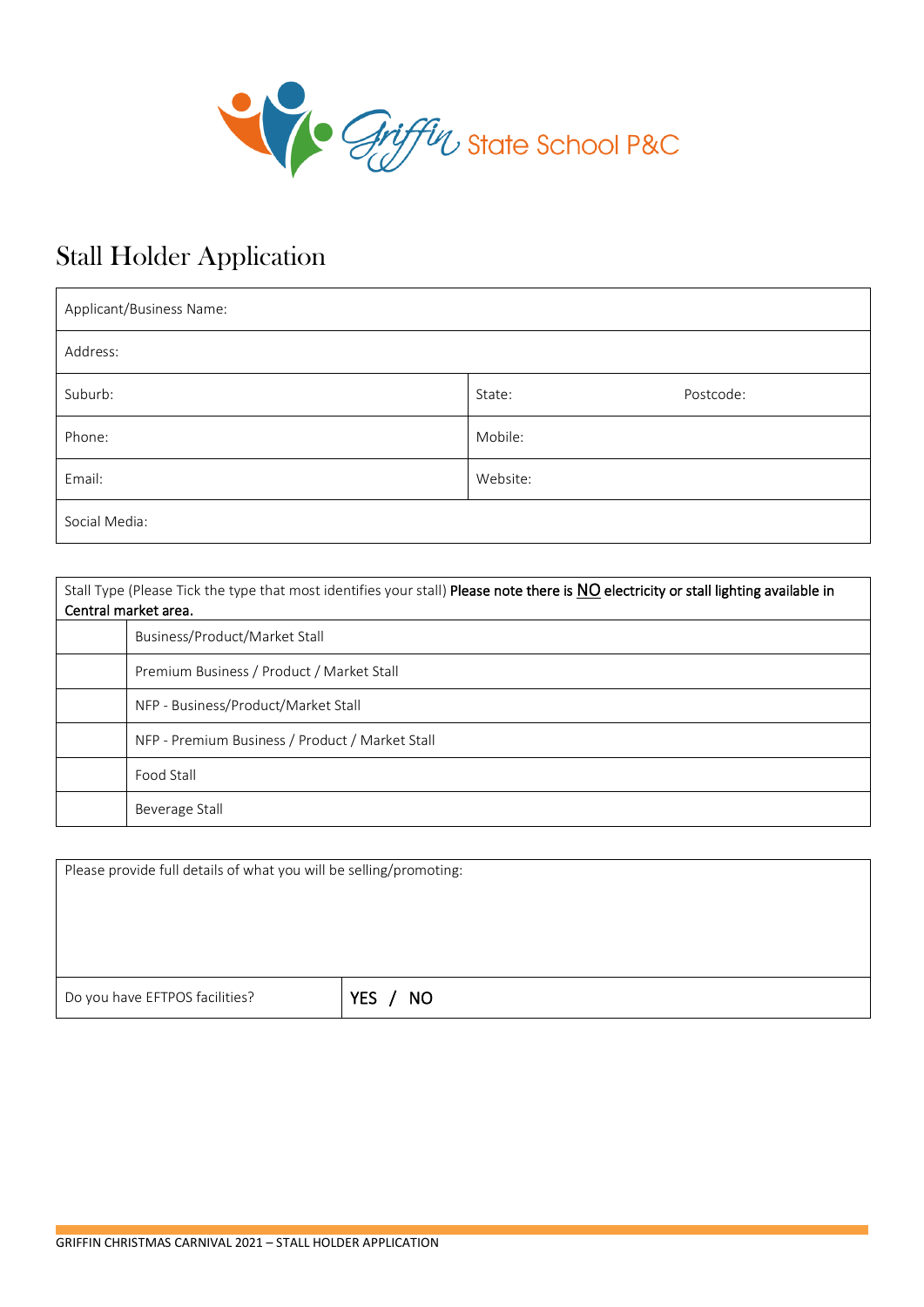Griffin State School P&C

# Stall Holder Application

| Applicant/Business Name: | | |
|---|---|---|
| Address: | | |
| Suburb: | State: | Postcode: |
| Phone: | Mobile: | |
| Email: | Website: | |
| Social Media: | | |

| Stall Type (Please Tick the type that most identifies your stall) **Please note there is <u>NO</u> electricity or stall lighting available in Central market area.** | |
|---|---|
| | Business/Product/Market Stall |
| | Premium Business / Product / Market Stall |
| | NFP - Business/Product/Market Stall |
| | NFP - Premium Business / Product / Market Stall |
| | Food Stall |
| | Beverage Stall |

| Please provide full details of what you will be selling/promoting: | |
|---|---|
| Do you have EFTPOS facilities? | YES / NO |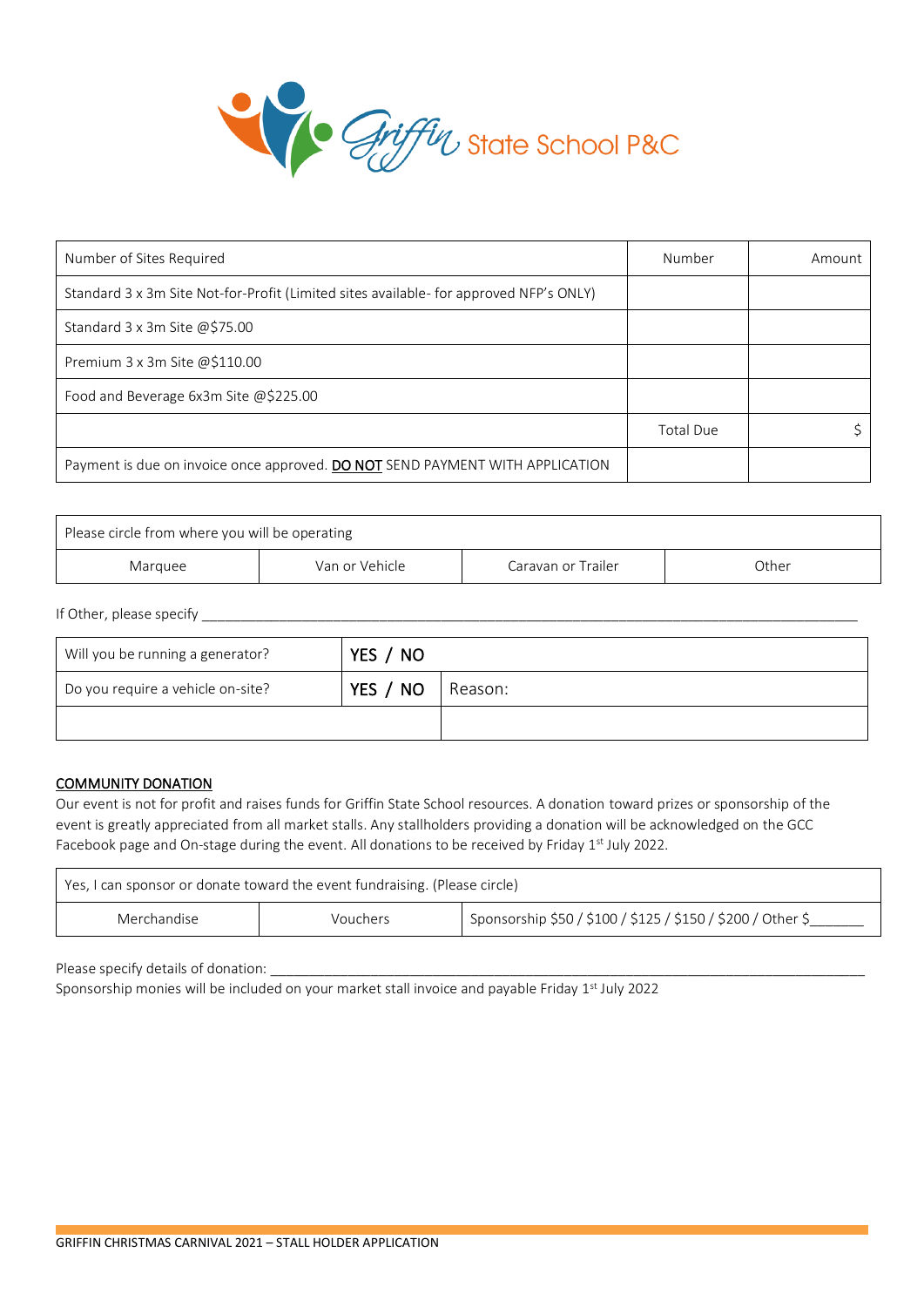Griffin State School P&C

| Number of Sites Required | Number | Amount |
|---|---|---|
| Standard 3 x 3m Site Not-for-Profit (Limited sites available- for approved NFP's ONLY) | | |
| Standard 3 x 3m Site @$75.00 | | |
| Premium 3 x 3m Site @$110.00 | | |
| Food and Beverage 6x3m Site @$225.00 | | |
| | Total Due | $ |
| Payment is due on invoice once approved. **DO NOT** SEND PAYMENT WITH APPLICATION | | |

| Please circle from where you will be operating | | | |
|---|---|---|---|
| Marquee | Van or Vehicle | Caravan or Trailer | Other |

If Other, please specify ____________________________________________________________

| Will you be running a generator? | YES / NO | |
|---|---|---|
| Do you require a vehicle on-site? | YES / NO | Reason: |
| | | |

## COMMUNITY DONATION

Our event is not for profit and raises funds for Griffin State School resources. A donation toward prizes or sponsorship of the event is greatly appreciated from all market stalls. Any stallholders providing a donation will be acknowledged on the GCC Facebook page and On-stage during the event. All donations to be received by Friday 1st July 2022.

| Yes, I can sponsor or donate toward the event fundraising. (Please circle) | | |
|---|---|---|
| Merchandise | Vouchers | Sponsorship $50 / $100 / $125 / $150 / $200 / Other $_______ |

Please specify details of donation: ____________________________________________________________

Sponsorship monies will be included on your market stall invoice and payable Friday 1st July 2022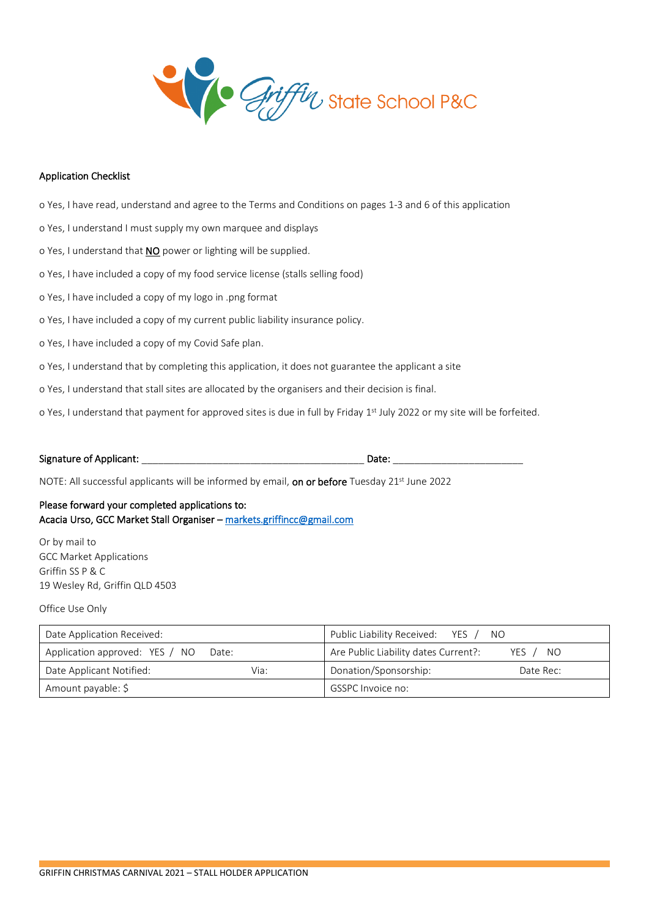Griffin State School P&C

**Application Checklist**

o Yes, I have read, understand and agree to the Terms and Conditions on pages 1-3 and 6 of this application

o Yes, I understand I must supply my own marquee and displays

o Yes, I understand that **NO** power or lighting will be supplied.

o Yes, I have included a copy of my food service license (stalls selling food)

o Yes, I have included a copy of my logo in .png format

o Yes, I have included a copy of my current public liability insurance policy.

o Yes, I have included a copy of my Covid Safe plan.

o Yes, I understand that by completing this application, it does not guarantee the applicant a site

o Yes, I understand that stall sites are allocated by the organisers and their decision is final.

o Yes, I understand that payment for approved sites is due in full by Friday 1st July 2022 or my site will be forfeited.

**Signature of Applicant:** ________________________________________ **Date:** ________________________

NOTE: All successful applicants will be informed by email, on or before Tuesday 21st June 2022

**Please forward your completed applications to:**
**Acacia Urso, GCC Market Stall Organiser –** markets.griffincc@gmail.com

Or by mail to
GCC Market Applications
Griffin SS P & C
19 Wesley Rd, Griffin QLD 4503

Office Use Only

| | |
|---|---|
| Date Application Received: | Public Liability Received: YES / NO |
| Application approved: YES / NO Date: | Are Public Liability dates Current?: YES / NO |
| Date Applicant Notified: Via: | Donation/Sponsorship: Date Rec: |
| Amount payable: $ | GSSPC Invoice no: |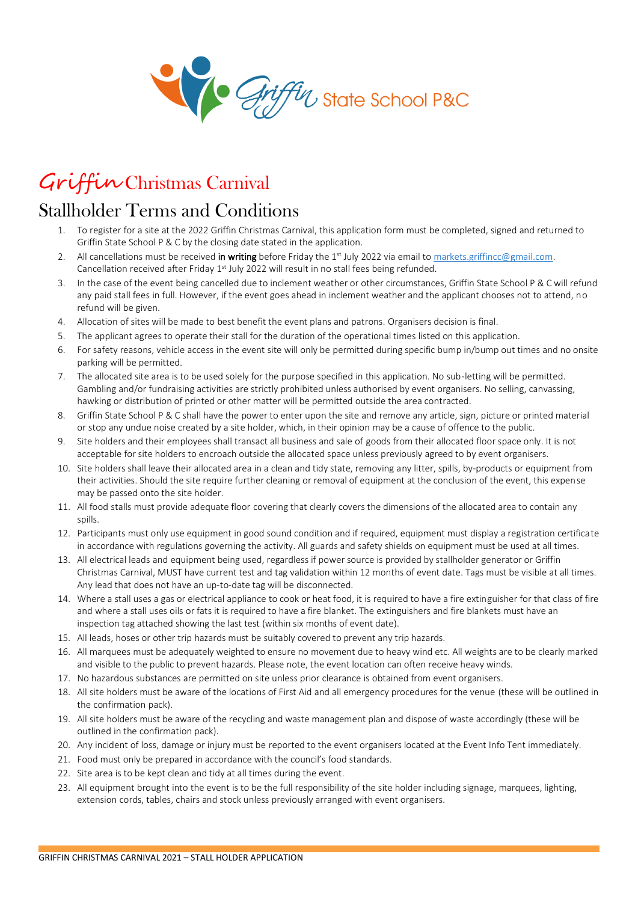# Griffin Christmas Carnival

## Stallholder Terms and Conditions

1. To register for a site at the 2022 Griffin Christmas Carnival, this application form must be completed, signed and returned to Griffin State School P & C by the closing date stated in the application.
2. All cancellations must be received **in writing** before Friday the 1st July 2022 via email to markets.griffincc@gmail.com. Cancellation received after Friday 1st July 2022 will result in no stall fees being refunded.
3. In the case of the event being cancelled due to inclement weather or other circumstances, Griffin State School P & C will refund any paid stall fees in full. However, if the event goes ahead in inclement weather and the applicant chooses not to attend, no refund will be given.
4. Allocation of sites will be made to best benefit the event plans and patrons. Organisers decision is final.
5. The applicant agrees to operate their stall for the duration of the operational times listed on this application.
6. For safety reasons, vehicle access in the event site will only be permitted during specific bump in/bump out times and no onsite parking will be permitted.
7. The allocated site area is to be used solely for the purpose specified in this application. No sub-letting will be permitted. Gambling and/or fundraising activities are strictly prohibited unless authorised by event organisers. No selling, canvassing, hawking or distribution of printed or other matter will be permitted outside the area contracted.
8. Griffin State School P & C shall have the power to enter upon the site and remove any article, sign, picture or printed material or stop any undue noise created by a site holder, which, in their opinion may be a cause of offence to the public.
9. Site holders and their employees shall transact all business and sale of goods from their allocated floor space only. It is not acceptable for site holders to encroach outside the allocated space unless previously agreed to by event organisers.
10. Site holders shall leave their allocated area in a clean and tidy state, removing any litter, spills, by-products or equipment from their activities. Should the site require further cleaning or removal of equipment at the conclusion of the event, this expense may be passed onto the site holder.
11. All food stalls must provide adequate floor covering that clearly covers the dimensions of the allocated area to contain any spills.
12. Participants must only use equipment in good sound condition and if required, equipment must display a registration certificate in accordance with regulations governing the activity. All guards and safety shields on equipment must be used at all times.
13. All electrical leads and equipment being used, regardless if power source is provided by stallholder generator or Griffin Christmas Carnival, MUST have current test and tag validation within 12 months of event date. Tags must be visible at all times. Any lead that does not have an up-to-date tag will be disconnected.
14. Where a stall uses a gas or electrical appliance to cook or heat food, it is required to have a fire extinguisher for that class of fire and where a stall uses oils or fats it is required to have a fire blanket. The extinguishers and fire blankets must have an inspection tag attached showing the last test (within six months of event date).
15. All leads, hoses or other trip hazards must be suitably covered to prevent any trip hazards.
16. All marquees must be adequately weighted to ensure no movement due to heavy wind etc. All weights are to be clearly marked and visible to the public to prevent hazards. Please note, the event location can often receive heavy winds.
17. No hazardous substances are permitted on site unless prior clearance is obtained from event organisers.
18. All site holders must be aware of the locations of First Aid and all emergency procedures for the venue (these will be outlined in the confirmation pack).
19. All site holders must be aware of the recycling and waste management plan and dispose of waste accordingly (these will be outlined in the confirmation pack).
20. Any incident of loss, damage or injury must be reported to the event organisers located at the Event Info Tent immediately.
21. Food must only be prepared in accordance with the council's food standards.
22. Site area is to be kept clean and tidy at all times during the event.
23. All equipment brought into the event is to be the full responsibility of the site holder including signage, marquees, lighting, extension cords, tables, chairs and stock unless previously arranged with event organisers.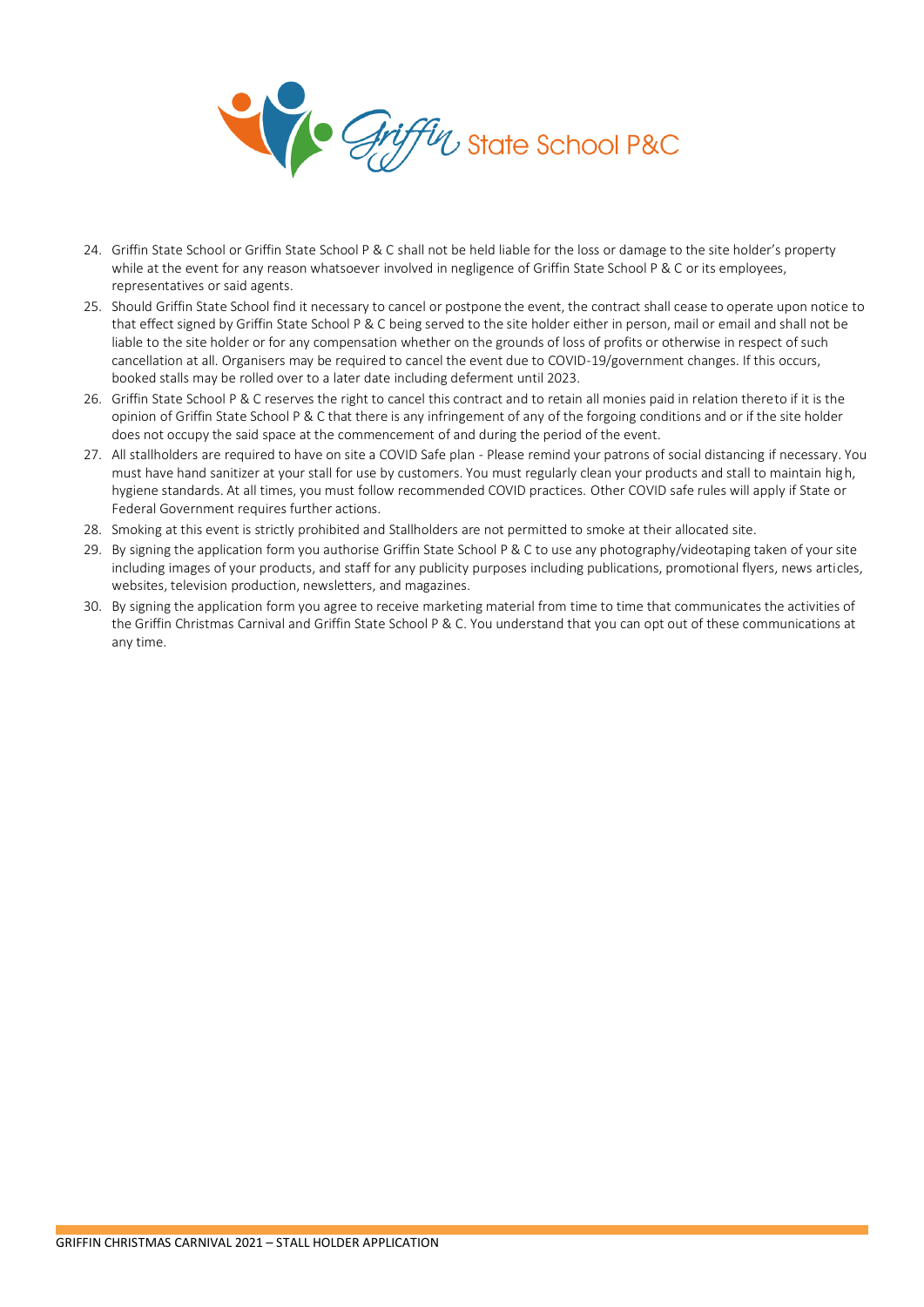24. Griffin State School or Griffin State School P & C shall not be held liable for the loss or damage to the site holder's property while at the event for any reason whatsoever involved in negligence of Griffin State School P & C or its employees, representatives or said agents.
25. Should Griffin State School find it necessary to cancel or postpone the event, the contract shall cease to operate upon notice to that effect signed by Griffin State School P & C being served to the site holder either in person, mail or email and shall not be liable to the site holder or for any compensation whether on the grounds of loss of profits or otherwise in respect of such cancellation at all. Organisers may be required to cancel the event due to COVID-19/government changes. If this occurs, booked stalls may be rolled over to a later date including deferment until 2023.
26. Griffin State School P & C reserves the right to cancel this contract and to retain all monies paid in relation thereto if it is the opinion of Griffin State School P & C that there is any infringement of any of the forgoing conditions and or if the site holder does not occupy the said space at the commencement of and during the period of the event.
27. All stallholders are required to have on site a COVID Safe plan - Please remind your patrons of social distancing if necessary. You must have hand sanitizer at your stall for use by customers. You must regularly clean your products and stall to maintain high, hygiene standards. At all times, you must follow recommended COVID practices. Other COVID safe rules will apply if State or Federal Government requires further actions.
28. Smoking at this event is strictly prohibited and Stallholders are not permitted to smoke at their allocated site.
29. By signing the application form you authorise Griffin State School P & C to use any photography/videotaping taken of your site including images of your products, and staff for any publicity purposes including publications, promotional flyers, news articles, websites, television production, newsletters, and magazines.
30. By signing the application form you agree to receive marketing material from time to time that communicates the activities of the Griffin Christmas Carnival and Griffin State School P & C. You understand that you can opt out of these communications at any time.